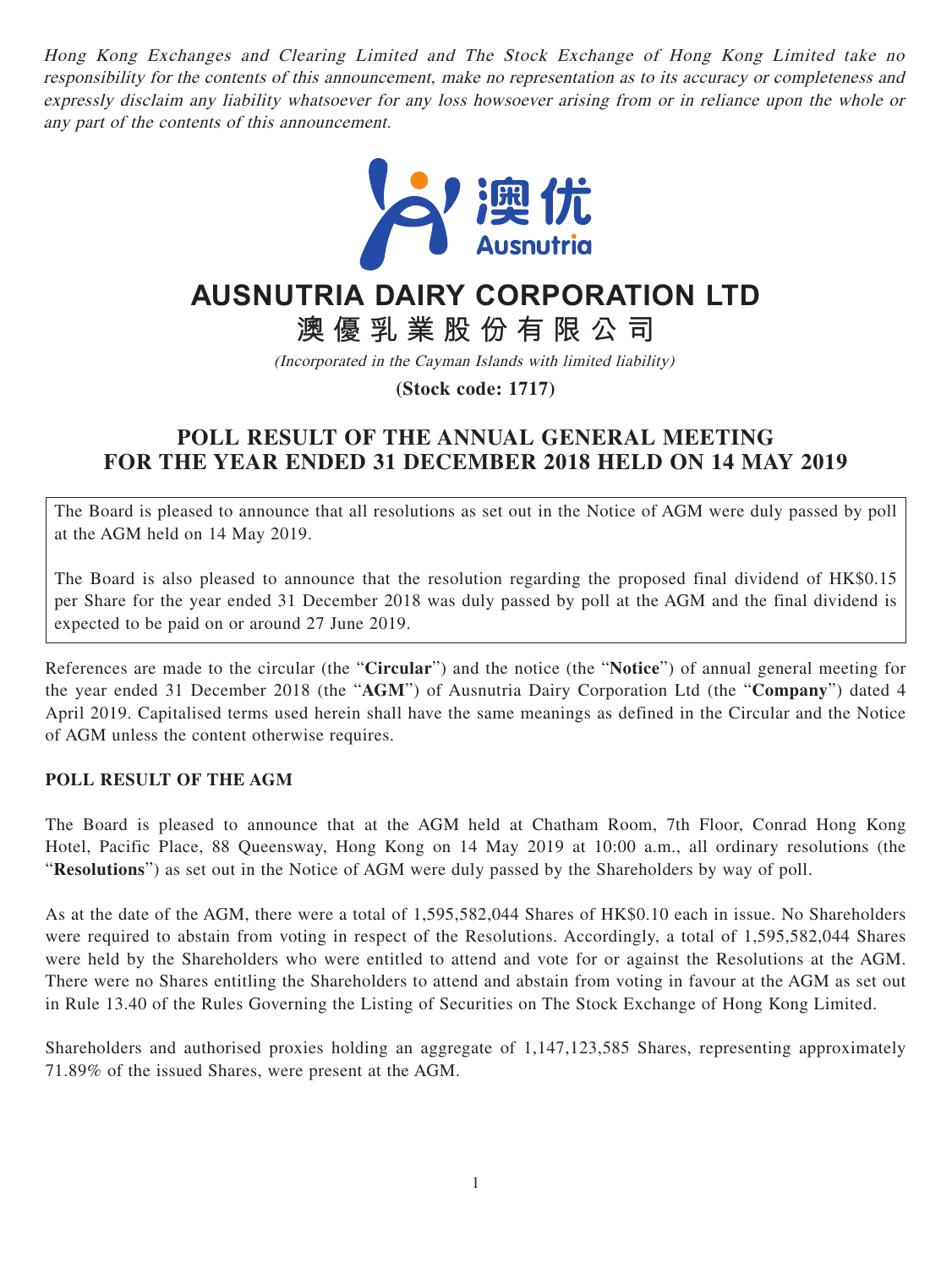*Hong Kong Exchanges and Clearing Limited and The Stock Exchange of Hong Kong Limited take no responsibility for the contents of this announcement, make no representation as to its accuracy or completeness and expressly disclaim any liability whatsoever for any loss howsoever arising from or in reliance upon the whole or any part of the contents of this announcement.*

# AUSNUTRIA DAIRY CORPORATION LTD

# 澳優乳業股份有限公司

*(Incorporated in the Cayman Islands with limited liability)*

**(Stock code: 1717)**

## POLL RESULT OF THE ANNUAL GENERAL MEETING FOR THE YEAR ENDED 31 DECEMBER 2018 HELD ON 14 MAY 2019

The Board is pleased to announce that all resolutions as set out in the Notice of AGM were duly passed by poll at the AGM held on 14 May 2019.

The Board is also pleased to announce that the resolution regarding the proposed final dividend of HK$0.15 per Share for the year ended 31 December 2018 was duly passed by poll at the AGM and the final dividend is expected to be paid on or around 27 June 2019.

References are made to the circular (the "**Circular**") and the notice (the "**Notice**") of annual general meeting for the year ended 31 December 2018 (the "**AGM**") of Ausnutria Dairy Corporation Ltd (the "**Company**") dated 4 April 2019. Capitalised terms used herein shall have the same meanings as defined in the Circular and the Notice of AGM unless the content otherwise requires.

### POLL RESULT OF THE AGM

The Board is pleased to announce that at the AGM held at Chatham Room, 7th Floor, Conrad Hong Kong Hotel, Pacific Place, 88 Queensway, Hong Kong on 14 May 2019 at 10:00 a.m., all ordinary resolutions (the "**Resolutions**") as set out in the Notice of AGM were duly passed by the Shareholders by way of poll.

As at the date of the AGM, there were a total of 1,595,582,044 Shares of HK$0.10 each in issue. No Shareholders were required to abstain from voting in respect of the Resolutions. Accordingly, a total of 1,595,582,044 Shares were held by the Shareholders who were entitled to attend and vote for or against the Resolutions at the AGM. There were no Shares entitling the Shareholders to attend and abstain from voting in favour at the AGM as set out in Rule 13.40 of the Rules Governing the Listing of Securities on The Stock Exchange of Hong Kong Limited.

Shareholders and authorised proxies holding an aggregate of 1,147,123,585 Shares, representing approximately 71.89% of the issued Shares, were present at the AGM.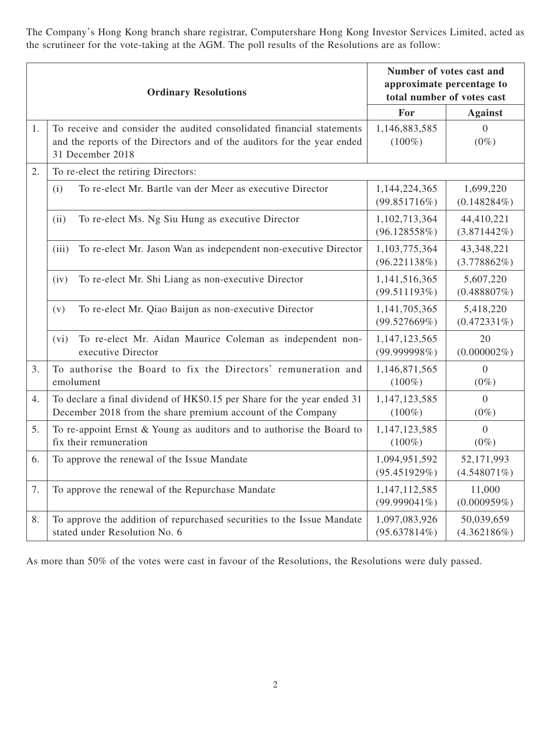The Company's Hong Kong branch share registrar, Computershare Hong Kong Investor Services Limited, acted as the scrutineer for the vote-taking at the AGM. The poll results of the Resolutions are as follow:

| | Ordinary Resolutions | Number of votes cast and approximate percentage to total number of votes cast | |
|---|---|---|---|
| | | **For** | **Against** |
| 1. | To receive and consider the audited consolidated financial statements and the reports of the Directors and of the auditors for the year ended 31 December 2018 | 1,146,883,585 (100%) | 0 (0%) |
| 2. | To re-elect the retiring Directors: | | |
| | (i) To re-elect Mr. Bartle van der Meer as executive Director | 1,144,224,365 (99.851716%) | 1,699,220 (0.148284%) |
| | (ii) To re-elect Ms. Ng Siu Hung as executive Director | 1,102,713,364 (96.128558%) | 44,410,221 (3.871442%) |
| | (iii) To re-elect Mr. Jason Wan as independent non-executive Director | 1,103,775,364 (96.221138%) | 43,348,221 (3.778862%) |
| | (iv) To re-elect Mr. Shi Liang as non-executive Director | 1,141,516,365 (99.511193%) | 5,607,220 (0.488807%) |
| | (v) To re-elect Mr. Qiao Baijun as non-executive Director | 1,141,705,365 (99.527669%) | 5,418,220 (0.472331%) |
| | (vi) To re-elect Mr. Aidan Maurice Coleman as independent non-executive Director | 1,147,123,565 (99.999998%) | 20 (0.000002%) |
| 3. | To authorise the Board to fix the Directors' remuneration and emolument | 1,146,871,565 (100%) | 0 (0%) |
| 4. | To declare a final dividend of HK$0.15 per Share for the year ended 31 December 2018 from the share premium account of the Company | 1,147,123,585 (100%) | 0 (0%) |
| 5. | To re-appoint Ernst & Young as auditors and to authorise the Board to fix their remuneration | 1,147,123,585 (100%) | 0 (0%) |
| 6. | To approve the renewal of the Issue Mandate | 1,094,951,592 (95.451929%) | 52,171,993 (4.548071%) |
| 7. | To approve the renewal of the Repurchase Mandate | 1,147,112,585 (99.999041%) | 11,000 (0.000959%) |
| 8. | To approve the addition of repurchased securities to the Issue Mandate stated under Resolution No. 6 | 1,097,083,926 (95.637814%) | 50,039,659 (4.362186%) |

As more than 50% of the votes were cast in favour of the Resolutions, the Resolutions were duly passed.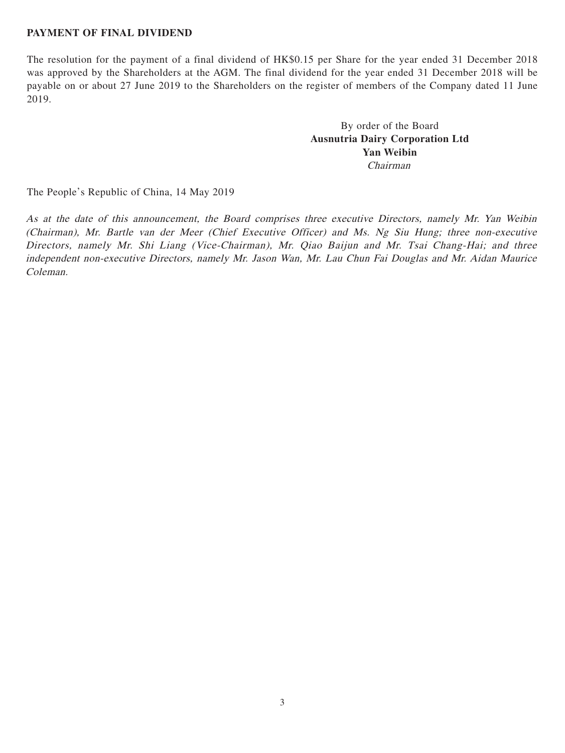## PAYMENT OF FINAL DIVIDEND

The resolution for the payment of a final dividend of HK$0.15 per Share for the year ended 31 December 2018 was approved by the Shareholders at the AGM. The final dividend for the year ended 31 December 2018 will be payable on or about 27 June 2019 to the Shareholders on the register of members of the Company dated 11 June 2019.

By order of the Board
**Ausnutria Dairy Corporation Ltd**
**Yan Weibin**
*Chairman*

The People's Republic of China, 14 May 2019

*As at the date of this announcement, the Board comprises three executive Directors, namely Mr. Yan Weibin (Chairman), Mr. Bartle van der Meer (Chief Executive Officer) and Ms. Ng Siu Hung; three non-executive Directors, namely Mr. Shi Liang (Vice-Chairman), Mr. Qiao Baijun and Mr. Tsai Chang-Hai; and three independent non-executive Directors, namely Mr. Jason Wan, Mr. Lau Chun Fai Douglas and Mr. Aidan Maurice Coleman.*